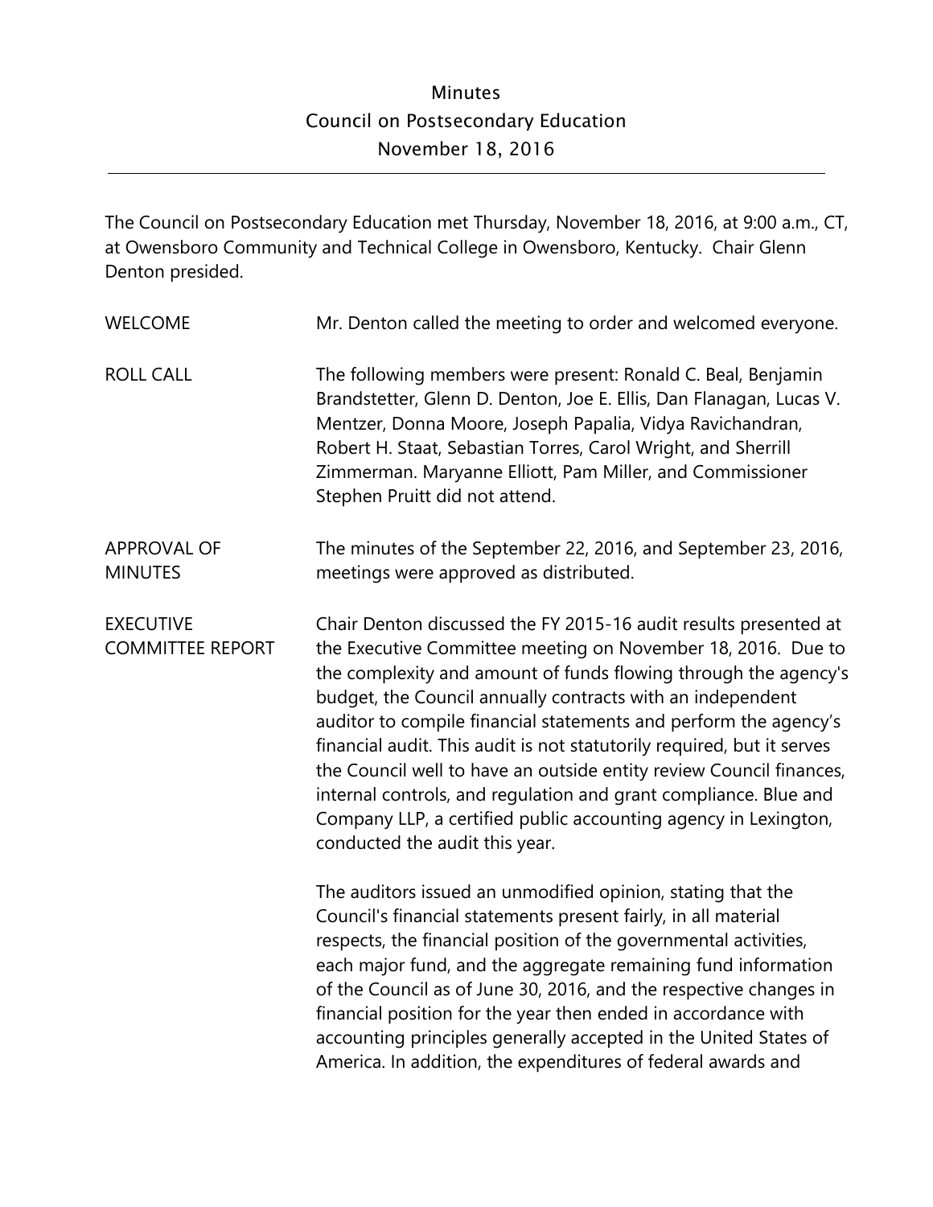# Minutes
## Council on Postsecondary Education
## November 18, 2016

---

The Council on Postsecondary Education met Thursday, November 18, 2016, at 9:00 a.m., CT, at Owensboro Community and Technical College in Owensboro, Kentucky. Chair Glenn Denton presided.

**WELCOME**

Mr. Denton called the meeting to order and welcomed everyone.

**ROLL CALL**

The following members were present: Ronald C. Beal, Benjamin Brandstetter, Glenn D. Denton, Joe E. Ellis, Dan Flanagan, Lucas V. Mentzer, Donna Moore, Joseph Papalia, Vidya Ravichandran, Robert H. Staat, Sebastian Torres, Carol Wright, and Sherrill Zimmerman. Maryanne Elliott, Pam Miller, and Commissioner Stephen Pruitt did not attend.

**APPROVAL OF MINUTES**

The minutes of the September 22, 2016, and September 23, 2016, meetings were approved as distributed.

**EXECUTIVE COMMITTEE REPORT**

Chair Denton discussed the FY 2015-16 audit results presented at the Executive Committee meeting on November 18, 2016. Due to the complexity and amount of funds flowing through the agency's budget, the Council annually contracts with an independent auditor to compile financial statements and perform the agency's financial audit. This audit is not statutorily required, but it serves the Council well to have an outside entity review Council finances, internal controls, and regulation and grant compliance. Blue and Company LLP, a certified public accounting agency in Lexington, conducted the audit this year.

The auditors issued an unmodified opinion, stating that the Council's financial statements present fairly, in all material respects, the financial position of the governmental activities, each major fund, and the aggregate remaining fund information of the Council as of June 30, 2016, and the respective changes in financial position for the year then ended in accordance with accounting principles generally accepted in the United States of America. In addition, the expenditures of federal awards and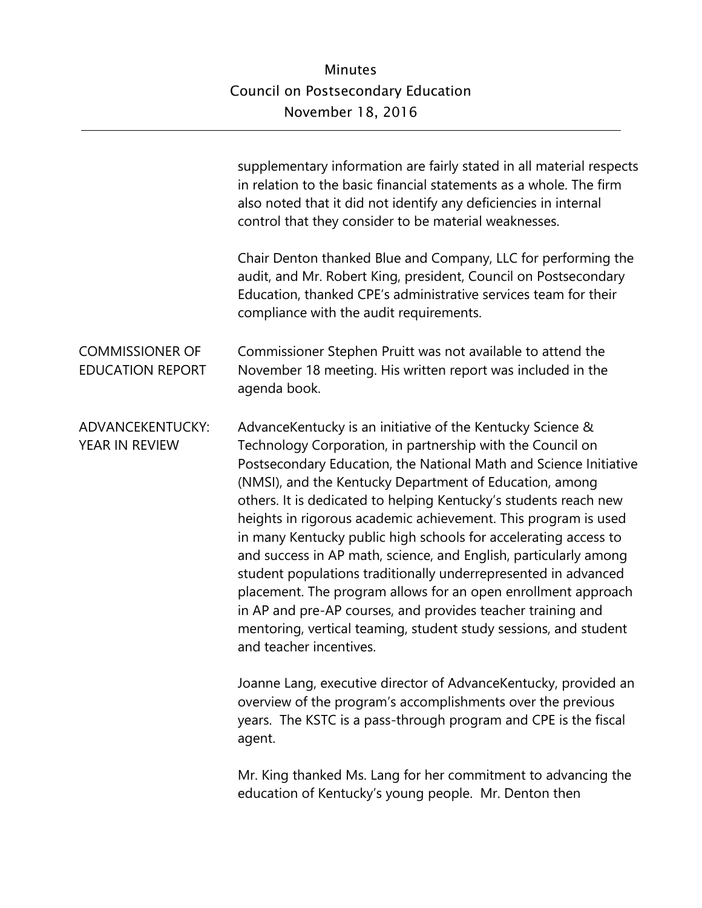supplementary information are fairly stated in all material respects in relation to the basic financial statements as a whole. The firm also noted that it did not identify any deficiencies in internal control that they consider to be material weaknesses.

Chair Denton thanked Blue and Company, LLC for performing the audit, and Mr. Robert King, president, Council on Postsecondary Education, thanked CPE's administrative services team for their compliance with the audit requirements.

**COMMISSIONER OF EDUCATION REPORT**

Commissioner Stephen Pruitt was not available to attend the November 18 meeting. His written report was included in the agenda book.

**ADVANCEKENTUCKY: YEAR IN REVIEW**

AdvanceKentucky is an initiative of the Kentucky Science & Technology Corporation, in partnership with the Council on Postsecondary Education, the National Math and Science Initiative (NMSI), and the Kentucky Department of Education, among others. It is dedicated to helping Kentucky's students reach new heights in rigorous academic achievement. This program is used in many Kentucky public high schools for accelerating access to and success in AP math, science, and English, particularly among student populations traditionally underrepresented in advanced placement. The program allows for an open enrollment approach in AP and pre-AP courses, and provides teacher training and mentoring, vertical teaming, student study sessions, and student and teacher incentives.

Joanne Lang, executive director of AdvanceKentucky, provided an overview of the program's accomplishments over the previous years. The KSTC is a pass-through program and CPE is the fiscal agent.

Mr. King thanked Ms. Lang for her commitment to advancing the education of Kentucky's young people. Mr. Denton then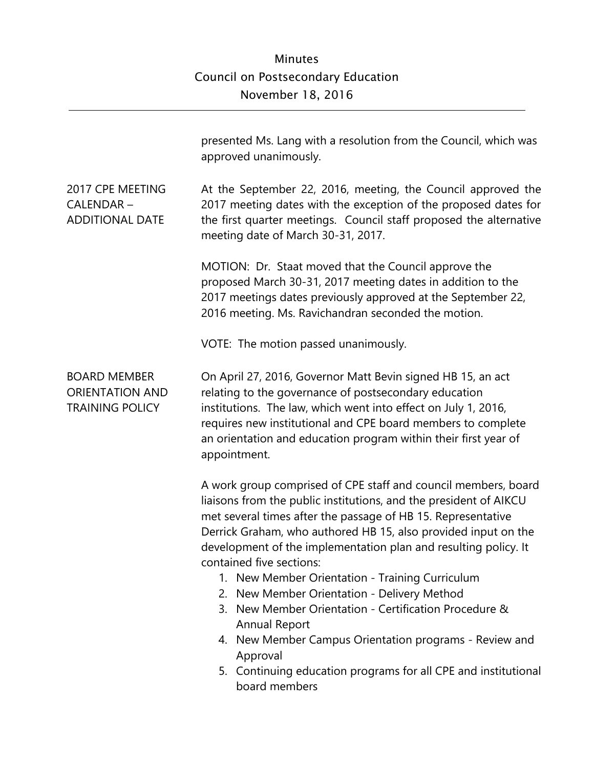presented Ms. Lang with a resolution from the Council, which was approved unanimously.

**2017 CPE MEETING CALENDAR – ADDITIONAL DATE**

At the September 22, 2016, meeting, the Council approved the 2017 meeting dates with the exception of the proposed dates for the first quarter meetings. Council staff proposed the alternative meeting date of March 30-31, 2017.

MOTION: Dr. Staat moved that the Council approve the proposed March 30-31, 2017 meeting dates in addition to the 2017 meetings dates previously approved at the September 22, 2016 meeting. Ms. Ravichandran seconded the motion.

VOTE: The motion passed unanimously.

**BOARD MEMBER ORIENTATION AND TRAINING POLICY**

On April 27, 2016, Governor Matt Bevin signed HB 15, an act relating to the governance of postsecondary education institutions. The law, which went into effect on July 1, 2016, requires new institutional and CPE board members to complete an orientation and education program within their first year of appointment.

A work group comprised of CPE staff and council members, board liaisons from the public institutions, and the president of AIKCU met several times after the passage of HB 15. Representative Derrick Graham, who authored HB 15, also provided input on the development of the implementation plan and resulting policy. It contained five sections:

1. New Member Orientation - Training Curriculum
2. New Member Orientation - Delivery Method
3. New Member Orientation - Certification Procedure & Annual Report
4. New Member Campus Orientation programs - Review and Approval
5. Continuing education programs for all CPE and institutional board members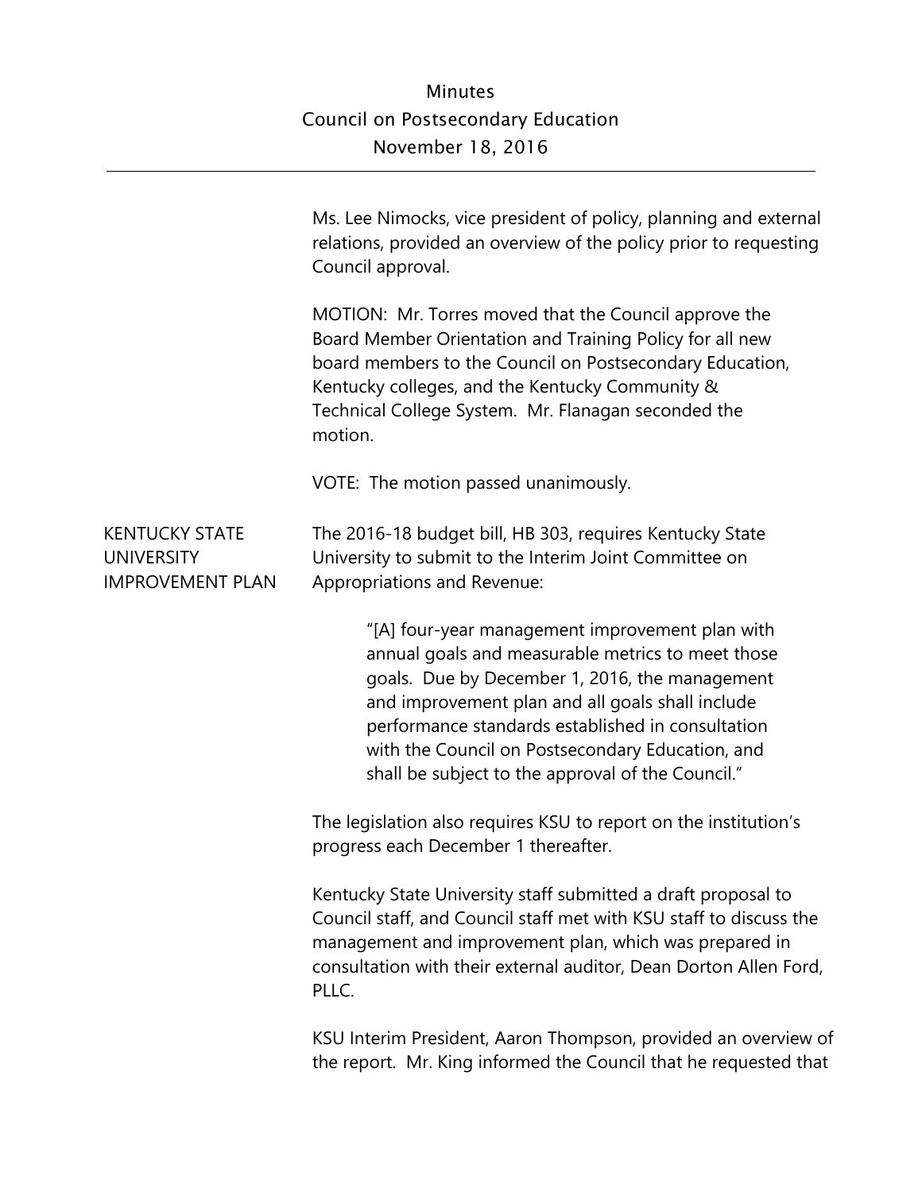Ms. Lee Nimocks, vice president of policy, planning and external relations, provided an overview of the policy prior to requesting Council approval.

MOTION: Mr. Torres moved that the Council approve the Board Member Orientation and Training Policy for all new board members to the Council on Postsecondary Education, Kentucky colleges, and the Kentucky Community & Technical College System. Mr. Flanagan seconded the motion.

VOTE: The motion passed unanimously.

## KENTUCKY STATE UNIVERSITY IMPROVEMENT PLAN

The 2016-18 budget bill, HB 303, requires Kentucky State University to submit to the Interim Joint Committee on Appropriations and Revenue:

> "[A] four-year management improvement plan with annual goals and measurable metrics to meet those goals. Due by December 1, 2016, the management and improvement plan and all goals shall include performance standards established in consultation with the Council on Postsecondary Education, and shall be subject to the approval of the Council."

The legislation also requires KSU to report on the institution's progress each December 1 thereafter.

Kentucky State University staff submitted a draft proposal to Council staff, and Council staff met with KSU staff to discuss the management and improvement plan, which was prepared in consultation with their external auditor, Dean Dorton Allen Ford, PLLC.

KSU Interim President, Aaron Thompson, provided an overview of the report. Mr. King informed the Council that he requested that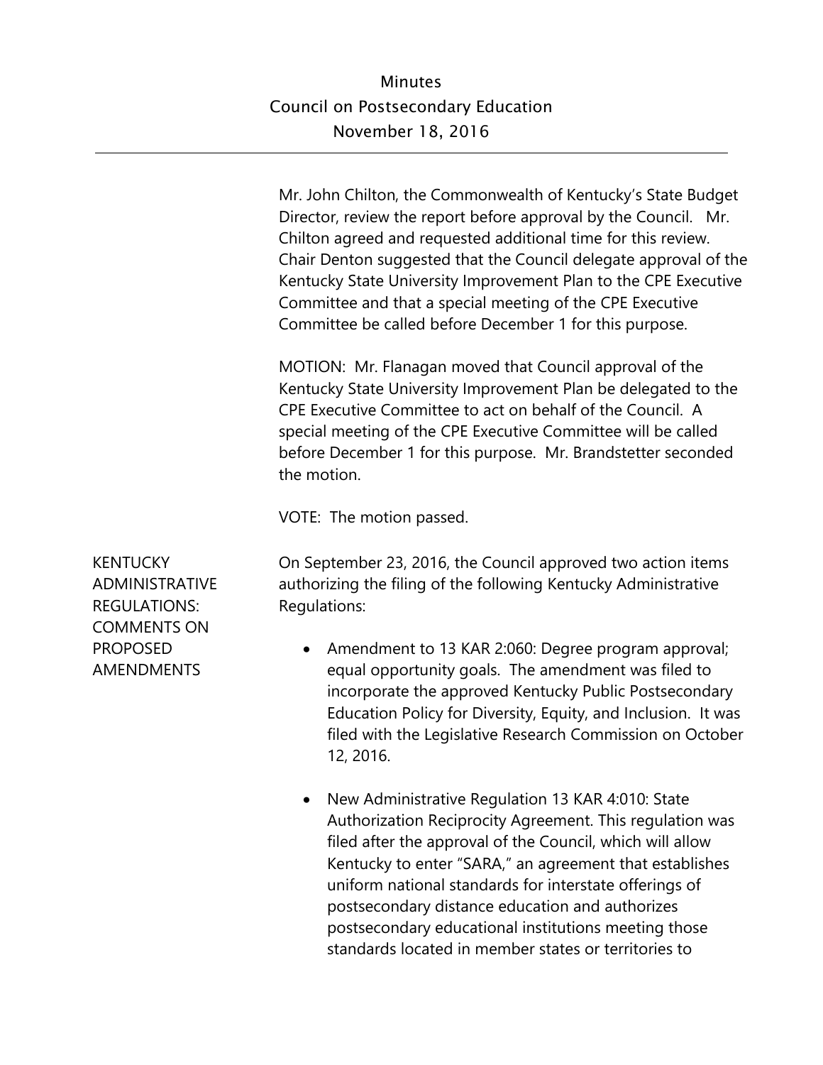Mr. John Chilton, the Commonwealth of Kentucky's State Budget Director, review the report before approval by the Council. Mr. Chilton agreed and requested additional time for this review. Chair Denton suggested that the Council delegate approval of the Kentucky State University Improvement Plan to the CPE Executive Committee and that a special meeting of the CPE Executive Committee be called before December 1 for this purpose.

MOTION: Mr. Flanagan moved that Council approval of the Kentucky State University Improvement Plan be delegated to the CPE Executive Committee to act on behalf of the Council. A special meeting of the CPE Executive Committee will be called before December 1 for this purpose. Mr. Brandstetter seconded the motion.

VOTE: The motion passed.

**KENTUCKY ADMINISTRATIVE REGULATIONS: COMMENTS ON PROPOSED AMENDMENTS**

On September 23, 2016, the Council approved two action items authorizing the filing of the following Kentucky Administrative Regulations:

- Amendment to 13 KAR 2:060: Degree program approval; equal opportunity goals. The amendment was filed to incorporate the approved Kentucky Public Postsecondary Education Policy for Diversity, Equity, and Inclusion. It was filed with the Legislative Research Commission on October 12, 2016.

- New Administrative Regulation 13 KAR 4:010: State Authorization Reciprocity Agreement. This regulation was filed after the approval of the Council, which will allow Kentucky to enter "SARA," an agreement that establishes uniform national standards for interstate offerings of postsecondary distance education and authorizes postsecondary educational institutions meeting those standards located in member states or territories to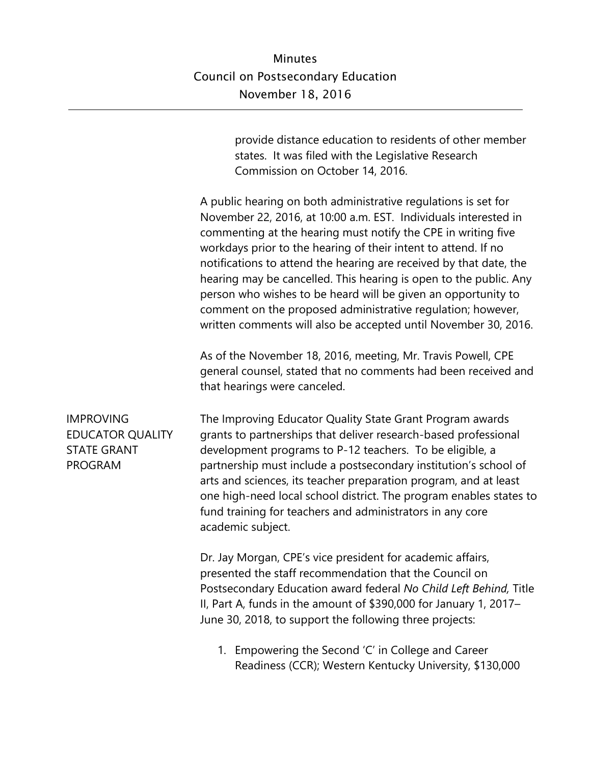provide distance education to residents of other member states. It was filed with the Legislative Research Commission on October 14, 2016.

A public hearing on both administrative regulations is set for November 22, 2016, at 10:00 a.m. EST. Individuals interested in commenting at the hearing must notify the CPE in writing five workdays prior to the hearing of their intent to attend. If no notifications to attend the hearing are received by that date, the hearing may be cancelled. This hearing is open to the public. Any person who wishes to be heard will be given an opportunity to comment on the proposed administrative regulation; however, written comments will also be accepted until November 30, 2016.

As of the November 18, 2016, meeting, Mr. Travis Powell, CPE general counsel, stated that no comments had been received and that hearings were canceled.

## IMPROVING EDUCATOR QUALITY STATE GRANT PROGRAM

The Improving Educator Quality State Grant Program awards grants to partnerships that deliver research-based professional development programs to P-12 teachers. To be eligible, a partnership must include a postsecondary institution's school of arts and sciences, its teacher preparation program, and at least one high-need local school district. The program enables states to fund training for teachers and administrators in any core academic subject.

Dr. Jay Morgan, CPE's vice president for academic affairs, presented the staff recommendation that the Council on Postsecondary Education award federal *No Child Left Behind,* Title II, Part A, funds in the amount of $390,000 for January 1, 2017–June 30, 2018, to support the following three projects:

1. Empowering the Second 'C' in College and Career Readiness (CCR); Western Kentucky University, $130,000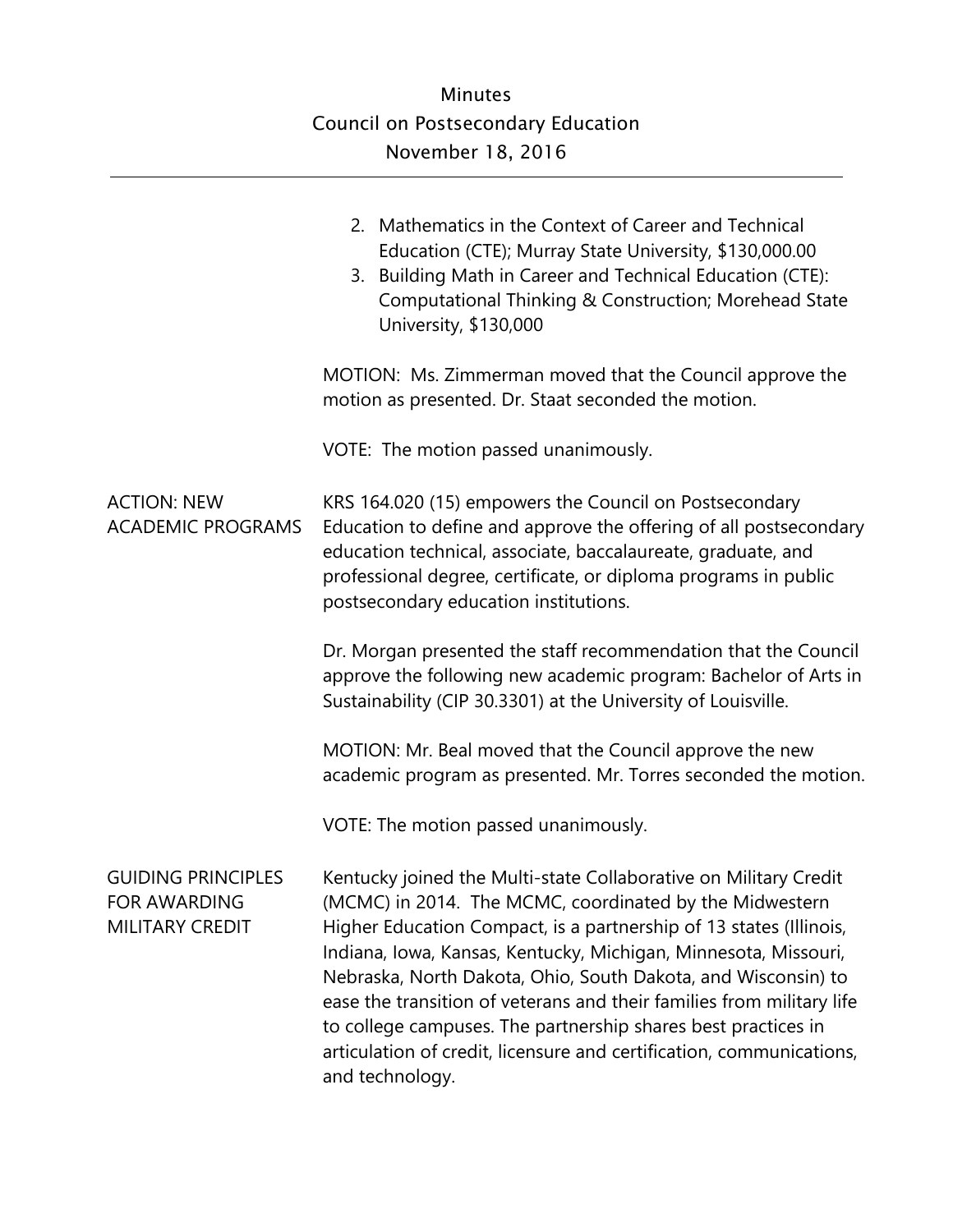2. Mathematics in the Context of Career and Technical Education (CTE); Murray State University, $130,000.00
3. Building Math in Career and Technical Education (CTE): Computational Thinking & Construction; Morehead State University, $130,000

MOTION: Ms. Zimmerman moved that the Council approve the motion as presented. Dr. Staat seconded the motion.

VOTE: The motion passed unanimously.

**ACTION: NEW ACADEMIC PROGRAMS**

KRS 164.020 (15) empowers the Council on Postsecondary Education to define and approve the offering of all postsecondary education technical, associate, baccalaureate, graduate, and professional degree, certificate, or diploma programs in public postsecondary education institutions.

Dr. Morgan presented the staff recommendation that the Council approve the following new academic program: Bachelor of Arts in Sustainability (CIP 30.3301) at the University of Louisville.

MOTION: Mr. Beal moved that the Council approve the new academic program as presented. Mr. Torres seconded the motion.

VOTE: The motion passed unanimously.

**GUIDING PRINCIPLES FOR AWARDING MILITARY CREDIT**

Kentucky joined the Multi-state Collaborative on Military Credit (MCMC) in 2014. The MCMC, coordinated by the Midwestern Higher Education Compact, is a partnership of 13 states (Illinois, Indiana, Iowa, Kansas, Kentucky, Michigan, Minnesota, Missouri, Nebraska, North Dakota, Ohio, South Dakota, and Wisconsin) to ease the transition of veterans and their families from military life to college campuses. The partnership shares best practices in articulation of credit, licensure and certification, communications, and technology.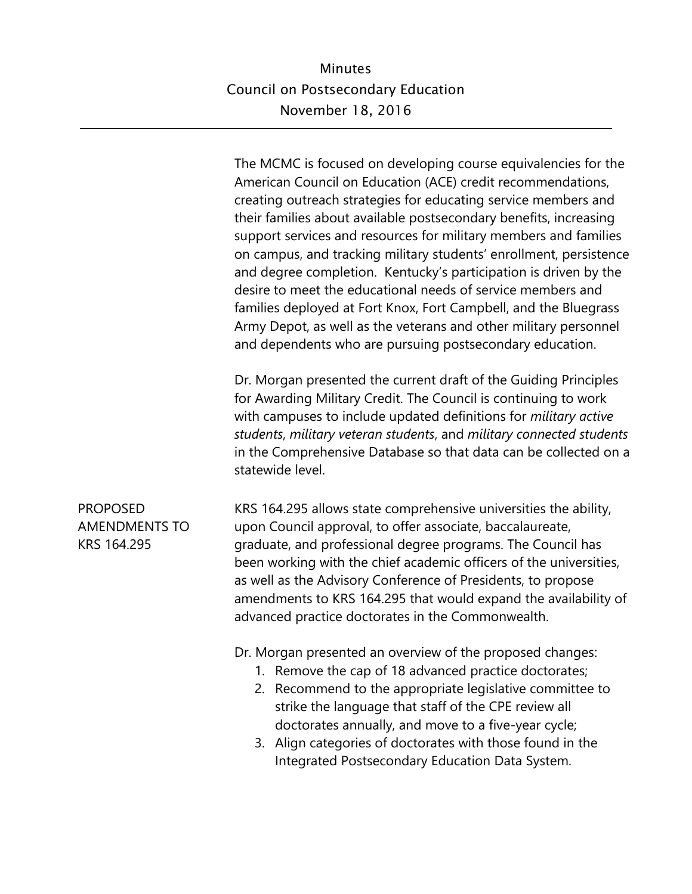The MCMC is focused on developing course equivalencies for the American Council on Education (ACE) credit recommendations, creating outreach strategies for educating service members and their families about available postsecondary benefits, increasing support services and resources for military members and families on campus, and tracking military students' enrollment, persistence and degree completion. Kentucky's participation is driven by the desire to meet the educational needs of service members and families deployed at Fort Knox, Fort Campbell, and the Bluegrass Army Depot, as well as the veterans and other military personnel and dependents who are pursuing postsecondary education.

Dr. Morgan presented the current draft of the Guiding Principles for Awarding Military Credit. The Council is continuing to work with campuses to include updated definitions for *military active students*, *military veteran students*, and *military connected students* in the Comprehensive Database so that data can be collected on a statewide level.

## PROPOSED AMENDMENTS TO KRS 164.295

KRS 164.295 allows state comprehensive universities the ability, upon Council approval, to offer associate, baccalaureate, graduate, and professional degree programs. The Council has been working with the chief academic officers of the universities, as well as the Advisory Conference of Presidents, to propose amendments to KRS 164.295 that would expand the availability of advanced practice doctorates in the Commonwealth.

Dr. Morgan presented an overview of the proposed changes:

1. Remove the cap of 18 advanced practice doctorates;
2. Recommend to the appropriate legislative committee to strike the language that staff of the CPE review all doctorates annually, and move to a five-year cycle;
3. Align categories of doctorates with those found in the Integrated Postsecondary Education Data System.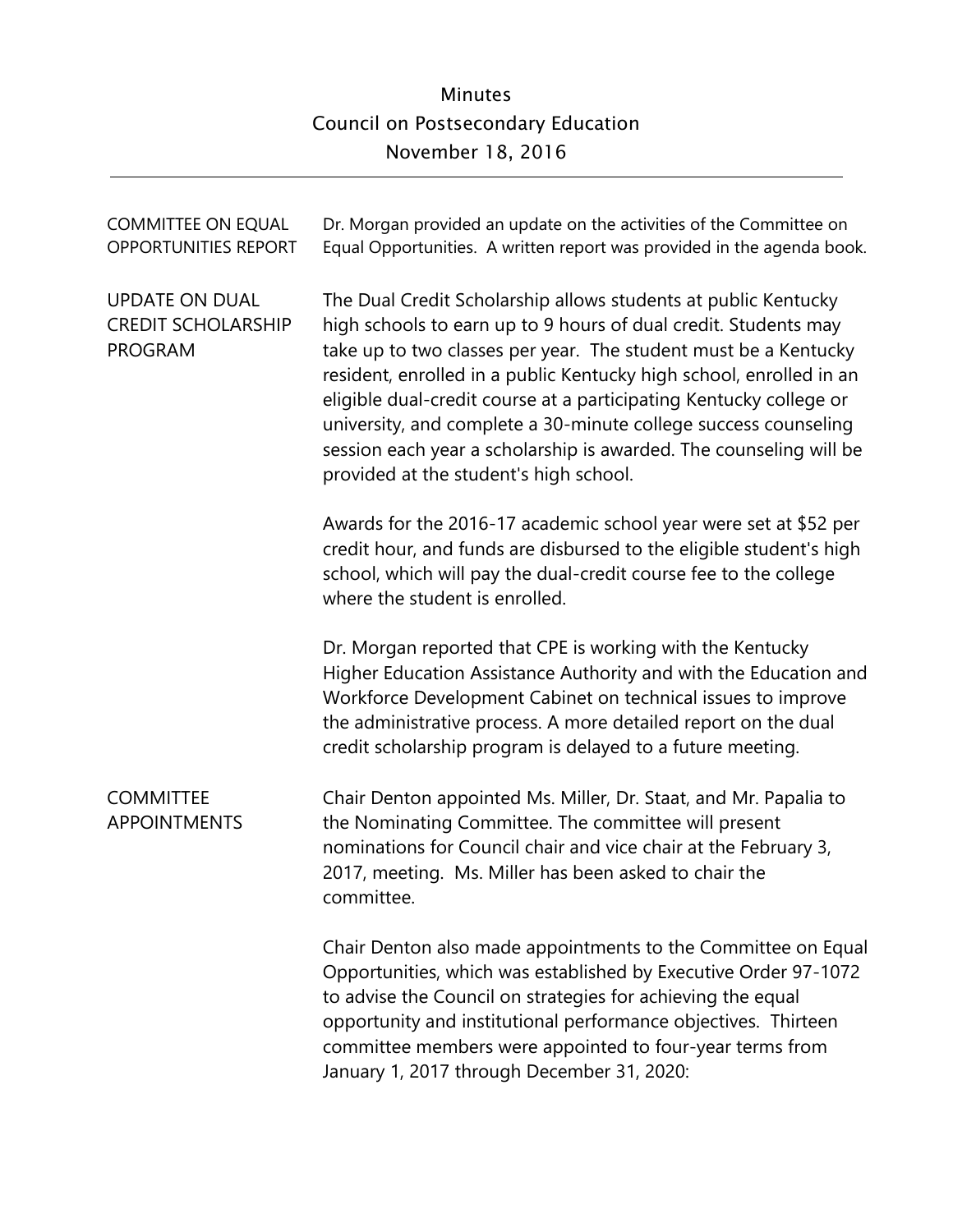# Minutes
## Council on Postsecondary Education
## November 18, 2016

---

**COMMITTEE ON EQUAL OPPORTUNITIES REPORT**

Dr. Morgan provided an update on the activities of the Committee on Equal Opportunities. A written report was provided in the agenda book.

**UPDATE ON DUAL CREDIT SCHOLARSHIP PROGRAM**

The Dual Credit Scholarship allows students at public Kentucky high schools to earn up to 9 hours of dual credit. Students may take up to two classes per year. The student must be a Kentucky resident, enrolled in a public Kentucky high school, enrolled in an eligible dual-credit course at a participating Kentucky college or university, and complete a 30-minute college success counseling session each year a scholarship is awarded. The counseling will be provided at the student's high school.

Awards for the 2016-17 academic school year were set at $52 per credit hour, and funds are disbursed to the eligible student's high school, which will pay the dual-credit course fee to the college where the student is enrolled.

Dr. Morgan reported that CPE is working with the Kentucky Higher Education Assistance Authority and with the Education and Workforce Development Cabinet on technical issues to improve the administrative process. A more detailed report on the dual credit scholarship program is delayed to a future meeting.

**COMMITTEE APPOINTMENTS**

Chair Denton appointed Ms. Miller, Dr. Staat, and Mr. Papalia to the Nominating Committee. The committee will present nominations for Council chair and vice chair at the February 3, 2017, meeting. Ms. Miller has been asked to chair the committee.

Chair Denton also made appointments to the Committee on Equal Opportunities, which was established by Executive Order 97-1072 to advise the Council on strategies for achieving the equal opportunity and institutional performance objectives. Thirteen committee members were appointed to four-year terms from January 1, 2017 through December 31, 2020: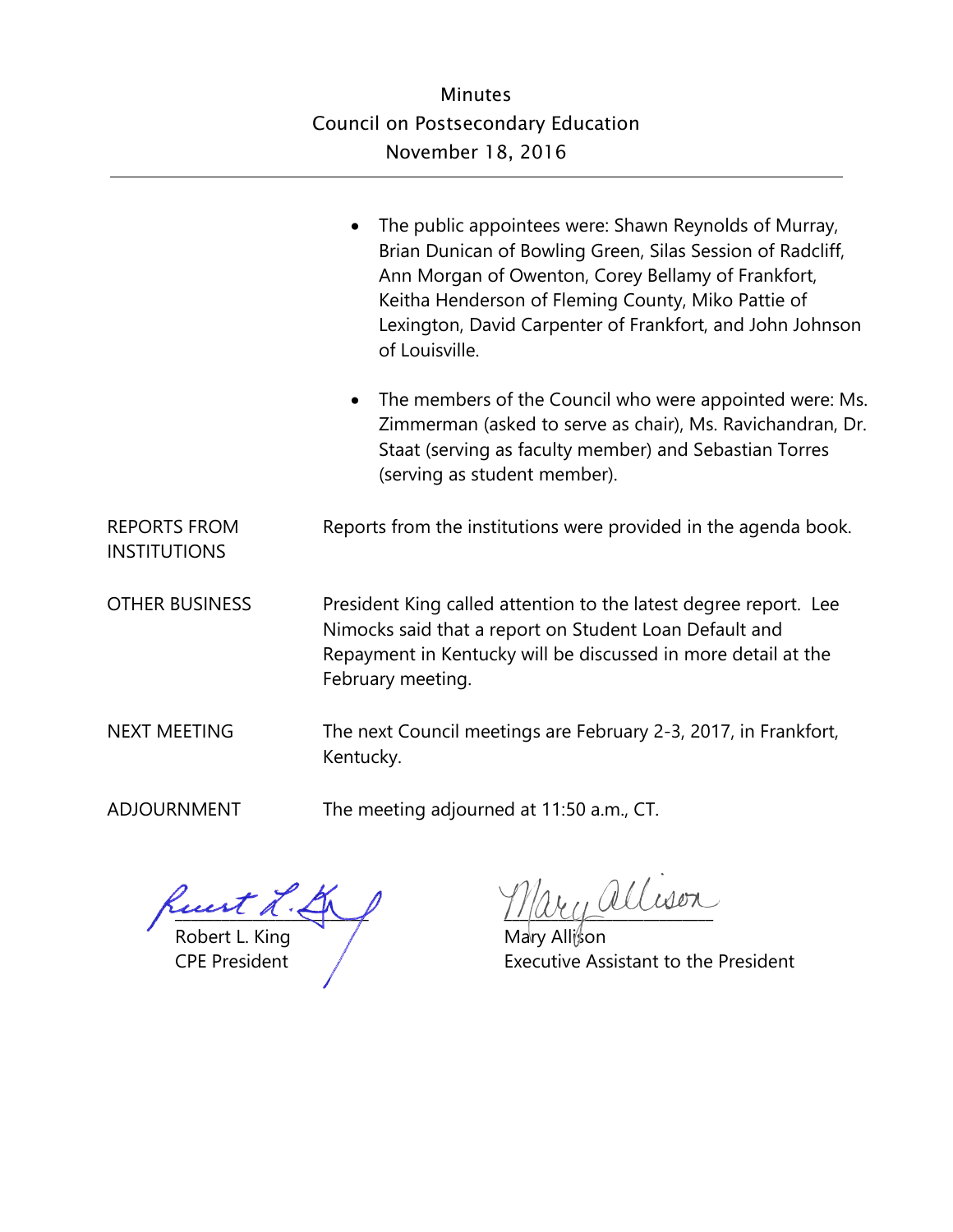- The public appointees were: Shawn Reynolds of Murray, Brian Dunican of Bowling Green, Silas Session of Radcliff, Ann Morgan of Owenton, Corey Bellamy of Frankfort, Keitha Henderson of Fleming County, Miko Pattie of Lexington, David Carpenter of Frankfort, and John Johnson of Louisville.

- The members of the Council who were appointed were: Ms. Zimmerman (asked to serve as chair), Ms. Ravichandran, Dr. Staat (serving as faculty member) and Sebastian Torres (serving as student member).

**REPORTS FROM INSTITUTIONS**

Reports from the institutions were provided in the agenda book.

**OTHER BUSINESS**

President King called attention to the latest degree report. Lee Nimocks said that a report on Student Loan Default and Repayment in Kentucky will be discussed in more detail at the February meeting.

**NEXT MEETING**

The next Council meetings are February 2-3, 2017, in Frankfort, Kentucky.

**ADJOURNMENT**

The meeting adjourned at 11:50 a.m., CT.

Robert L. King
CPE President

Mary Allison
Executive Assistant to the President